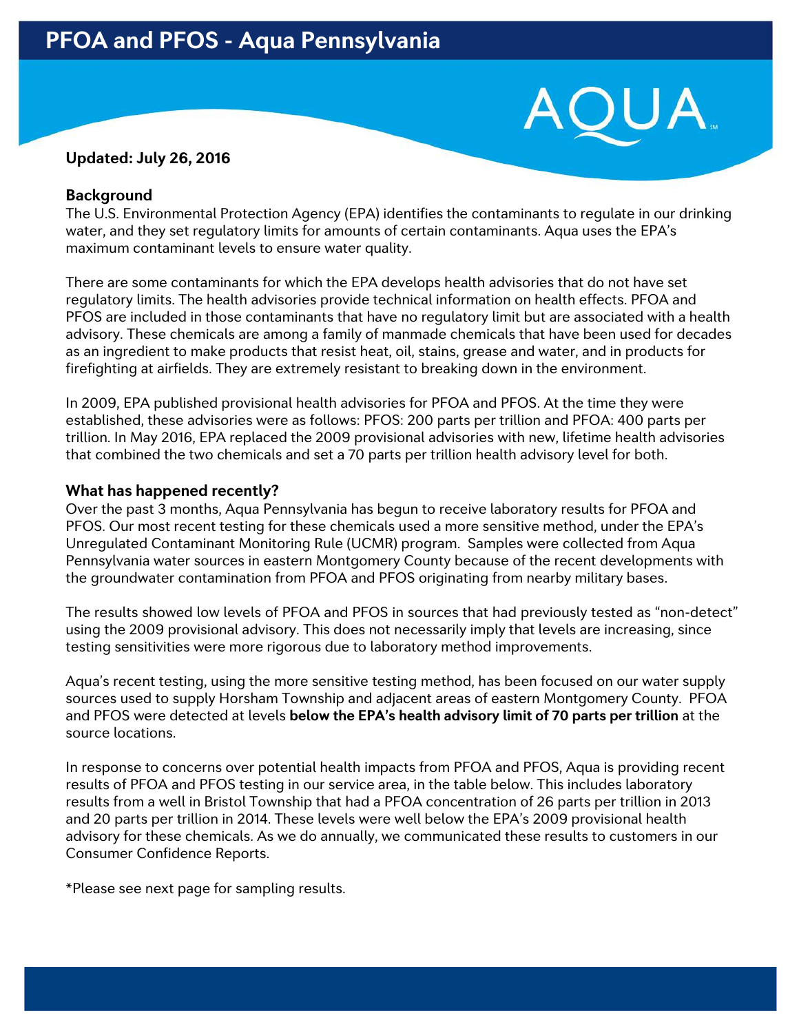# PFOA and PFOS - Aqua Pennsylvania

AQUA

**Updated: July 26, 2016**

**Background**

The U.S. Environmental Protection Agency (EPA) identifies the contaminants to regulate in our drinking water, and they set regulatory limits for amounts of certain contaminants. Aqua uses the EPA's maximum contaminant levels to ensure water quality.

There are some contaminants for which the EPA develops health advisories that do not have set regulatory limits. The health advisories provide technical information on health effects. PFOA and PFOS are included in those contaminants that have no regulatory limit but are associated with a health advisory. These chemicals are among a family of manmade chemicals that have been used for decades as an ingredient to make products that resist heat, oil, stains, grease and water, and in products for firefighting at airfields. They are extremely resistant to breaking down in the environment.

In 2009, EPA published provisional health advisories for PFOA and PFOS. At the time they were established, these advisories were as follows: PFOS: 200 parts per trillion and PFOA: 400 parts per trillion. In May 2016, EPA replaced the 2009 provisional advisories with new, lifetime health advisories that combined the two chemicals and set a 70 parts per trillion health advisory level for both.

**What has happened recently?**

Over the past 3 months, Aqua Pennsylvania has begun to receive laboratory results for PFOA and PFOS. Our most recent testing for these chemicals used a more sensitive method, under the EPA's Unregulated Contaminant Monitoring Rule (UCMR) program. Samples were collected from Aqua Pennsylvania water sources in eastern Montgomery County because of the recent developments with the groundwater contamination from PFOA and PFOS originating from nearby military bases.

The results showed low levels of PFOA and PFOS in sources that had previously tested as "non-detect" using the 2009 provisional advisory. This does not necessarily imply that levels are increasing, since testing sensitivities were more rigorous due to laboratory method improvements.

Aqua's recent testing, using the more sensitive testing method, has been focused on our water supply sources used to supply Horsham Township and adjacent areas of eastern Montgomery County. PFOA and PFOS were detected at levels **below the EPA's health advisory limit of 70 parts per trillion** at the source locations.

In response to concerns over potential health impacts from PFOA and PFOS, Aqua is providing recent results of PFOA and PFOS testing in our service area, in the table below. This includes laboratory results from a well in Bristol Township that had a PFOA concentration of 26 parts per trillion in 2013 and 20 parts per trillion in 2014. These levels were well below the EPA's 2009 provisional health advisory for these chemicals. As we do annually, we communicated these results to customers in our Consumer Confidence Reports.

*Please see next page for sampling results.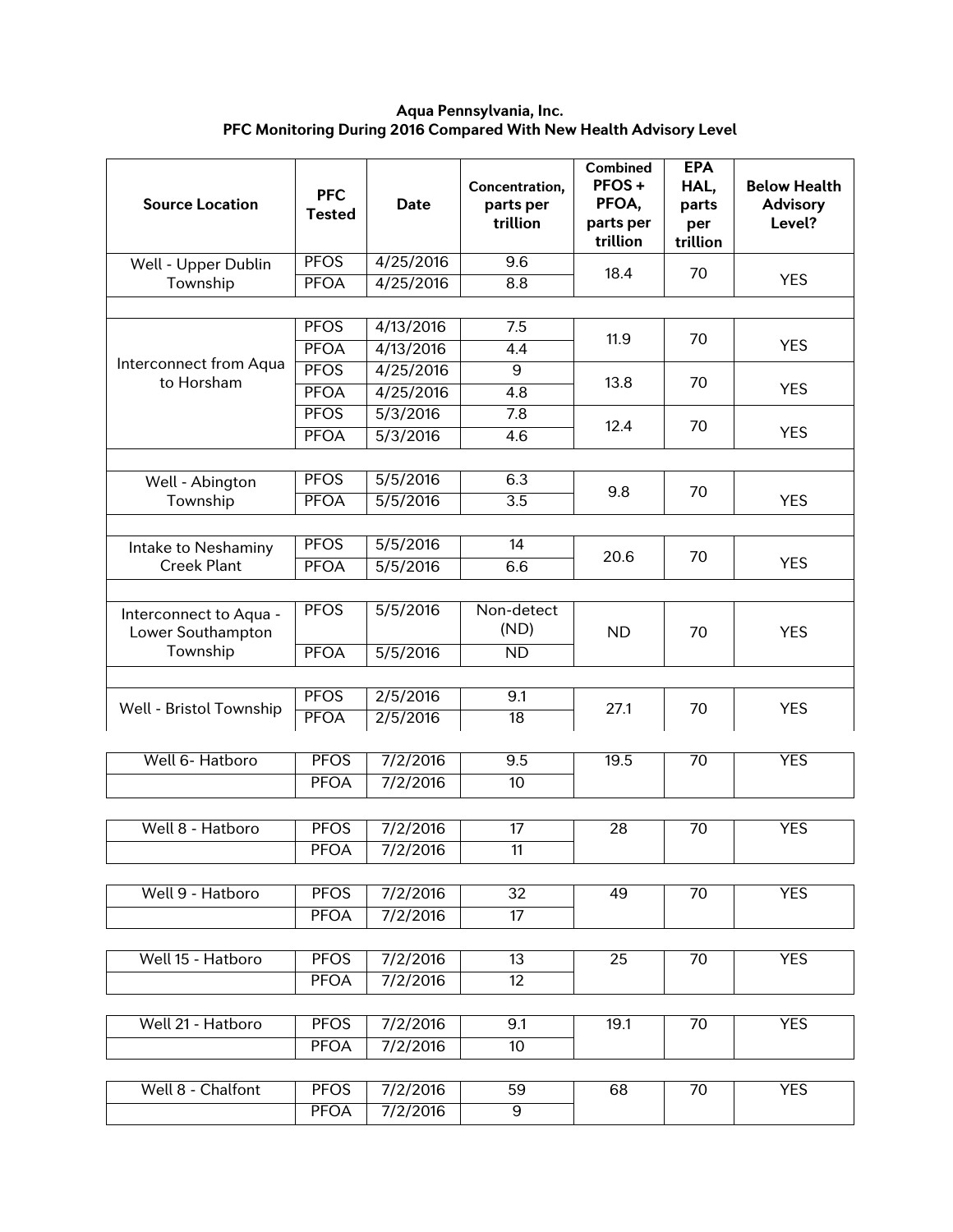**Aqua Pennsylvania, Inc.**
**PFC Monitoring During 2016 Compared With New Health Advisory Level**

| Source Location | PFC Tested | Date | Concentration, parts per trillion | Combined PFOS + PFOA, parts per trillion | EPA HAL, parts per trillion | Below Health Advisory Level? |
|---|---|---|---|---|---|---|
| Well - Upper Dublin Township | PFOS | 4/25/2016 | 9.6 | 18.4 | 70 | YES |
| | PFOA | 4/25/2016 | 8.8 | | | |
| | | | | | | |
| Interconnect from Aqua to Horsham | PFOS | 4/13/2016 | 7.5 | 11.9 | 70 | YES |
| | PFOA | 4/13/2016 | 4.4 | | | |
| | PFOS | 4/25/2016 | 9 | 13.8 | 70 | YES |
| | PFOA | 4/25/2016 | 4.8 | | | |
| | PFOS | 5/3/2016 | 7.8 | 12.4 | 70 | YES |
| | PFOA | 5/3/2016 | 4.6 | | | |
| | | | | | | |
| Well - Abington Township | PFOS | 5/5/2016 | 6.3 | 9.8 | 70 | YES |
| | PFOA | 5/5/2016 | 3.5 | | | |
| | | | | | | |
| Intake to Neshaminy Creek Plant | PFOS | 5/5/2016 | 14 | 20.6 | 70 | YES |
| | PFOA | 5/5/2016 | 6.6 | | | |
| | | | | | | |
| Interconnect to Aqua - Lower Southampton Township | PFOS | 5/5/2016 | Non-detect (ND) | ND | 70 | YES |
| | PFOA | 5/5/2016 | ND | | | |
| | | | | | | |
| Well - Bristol Township | PFOS | 2/5/2016 | 9.1 | 27.1 | 70 | YES |
| | PFOA | 2/5/2016 | 18 | | | |
| | | | | | | |
| Well 6- Hatboro | PFOS | 7/2/2016 | 9.5 | 19.5 | 70 | YES |
| | PFOA | 7/2/2016 | 10 | | | |
| | | | | | | |
| Well 8 - Hatboro | PFOS | 7/2/2016 | 17 | 28 | 70 | YES |
| | PFOA | 7/2/2016 | 11 | | | |
| | | | | | | |
| Well 9 - Hatboro | PFOS | 7/2/2016 | 32 | 49 | 70 | YES |
| | PFOA | 7/2/2016 | 17 | | | |
| | | | | | | |
| Well 15 - Hatboro | PFOS | 7/2/2016 | 13 | 25 | 70 | YES |
| | PFOA | 7/2/2016 | 12 | | | |
| | | | | | | |
| Well 21 - Hatboro | PFOS | 7/2/2016 | 9.1 | 19.1 | 70 | YES |
| | PFOA | 7/2/2016 | 10 | | | |
| | | | | | | |
| Well 8 - Chalfont | PFOS | 7/2/2016 | 59 | 68 | 70 | YES |
| | PFOA | 7/2/2016 | 9 | | | |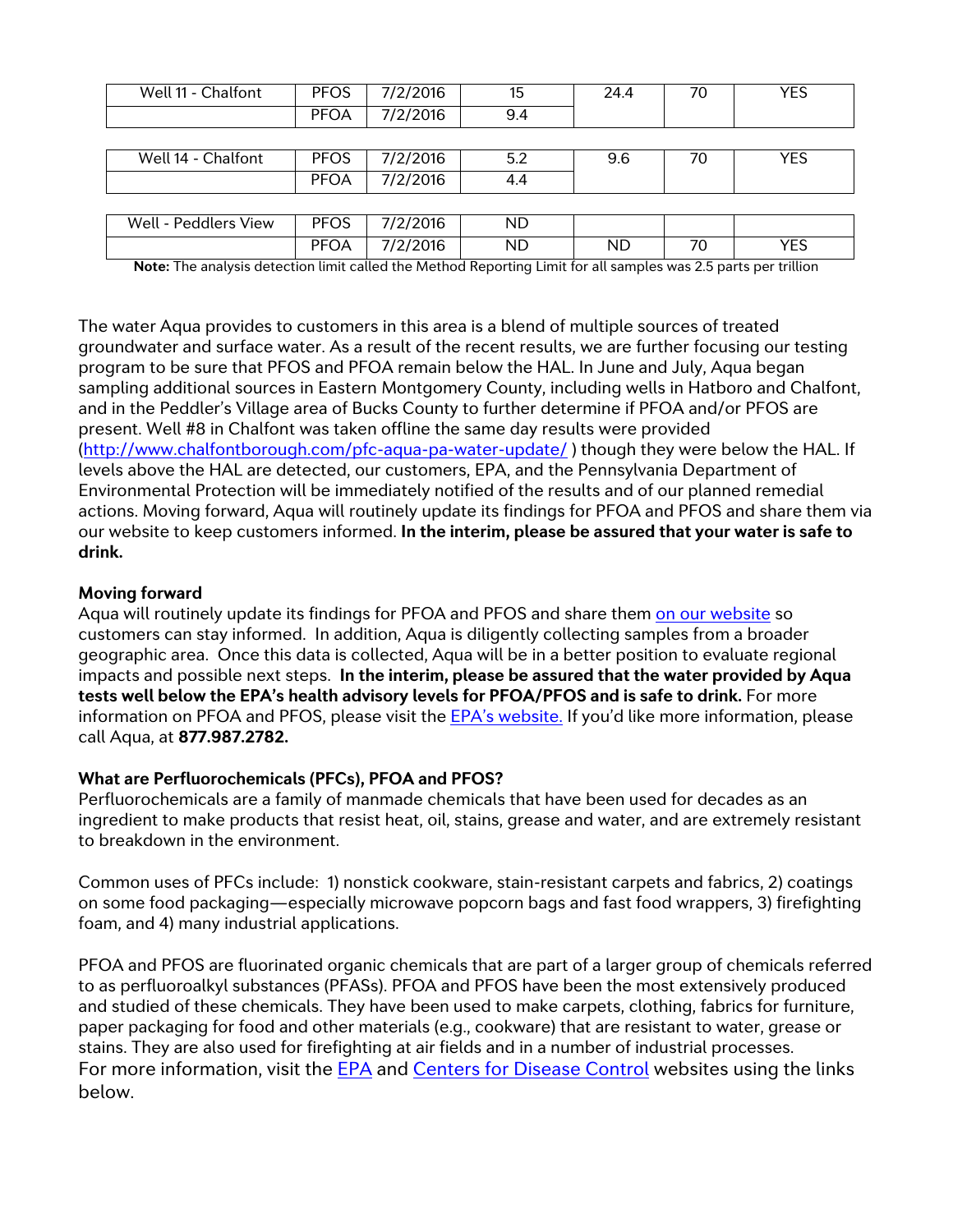| | | | | | | |
|---|---|---|---|---|---|---|
| Well 11 - Chalfont | PFOS | 7/2/2016 | 15 | 24.4 | 70 | YES |
| | PFOA | 7/2/2016 | 9.4 | | | |
| Well 14 - Chalfont | PFOS | 7/2/2016 | 5.2 | 9.6 | 70 | YES |
| | PFOA | 7/2/2016 | 4.4 | | | |
| Well - Peddlers View | PFOS | 7/2/2016 | ND | | | |
| | PFOA | 7/2/2016 | ND | ND | 70 | YES |

**Note:** The analysis detection limit called the Method Reporting Limit for all samples was 2.5 parts per trillion

The water Aqua provides to customers in this area is a blend of multiple sources of treated groundwater and surface water. As a result of the recent results, we are further focusing our testing program to be sure that PFOS and PFOA remain below the HAL. In June and July, Aqua began sampling additional sources in Eastern Montgomery County, including wells in Hatboro and Chalfont, and in the Peddler's Village area of Bucks County to further determine if PFOA and/or PFOS are present. Well #8 in Chalfont was taken offline the same day results were provided (http://www.chalfontborough.com/pfc-aqua-pa-water-update/ ) though they were below the HAL. If levels above the HAL are detected, our customers, EPA, and the Pennsylvania Department of Environmental Protection will be immediately notified of the results and of our planned remedial actions. Moving forward, Aqua will routinely update its findings for PFOA and PFOS and share them via our website to keep customers informed. **In the interim, please be assured that your water is safe to drink.**

### Moving forward

Aqua will routinely update its findings for PFOA and PFOS and share them on our website so customers can stay informed. In addition, Aqua is diligently collecting samples from a broader geographic area. Once this data is collected, Aqua will be in a better position to evaluate regional impacts and possible next steps. **In the interim, please be assured that the water provided by Aqua tests well below the EPA's health advisory levels for PFOA/PFOS and is safe to drink.** For more information on PFOA and PFOS, please visit the EPA's website. If you'd like more information, please call Aqua, at **877.987.2782.**

### What are Perfluorochemicals (PFCs), PFOA and PFOS?

Perfluorochemicals are a family of manmade chemicals that have been used for decades as an ingredient to make products that resist heat, oil, stains, grease and water, and are extremely resistant to breakdown in the environment.

Common uses of PFCs include: 1) nonstick cookware, stain-resistant carpets and fabrics, 2) coatings on some food packaging—especially microwave popcorn bags and fast food wrappers, 3) firefighting foam, and 4) many industrial applications.

PFOA and PFOS are fluorinated organic chemicals that are part of a larger group of chemicals referred to as perfluoroalkyl substances (PFASs). PFOA and PFOS have been the most extensively produced and studied of these chemicals. They have been used to make carpets, clothing, fabrics for furniture, paper packaging for food and other materials (e.g., cookware) that are resistant to water, grease or stains. They are also used for firefighting at air fields and in a number of industrial processes.

For more information, visit the EPA and Centers for Disease Control websites using the links below.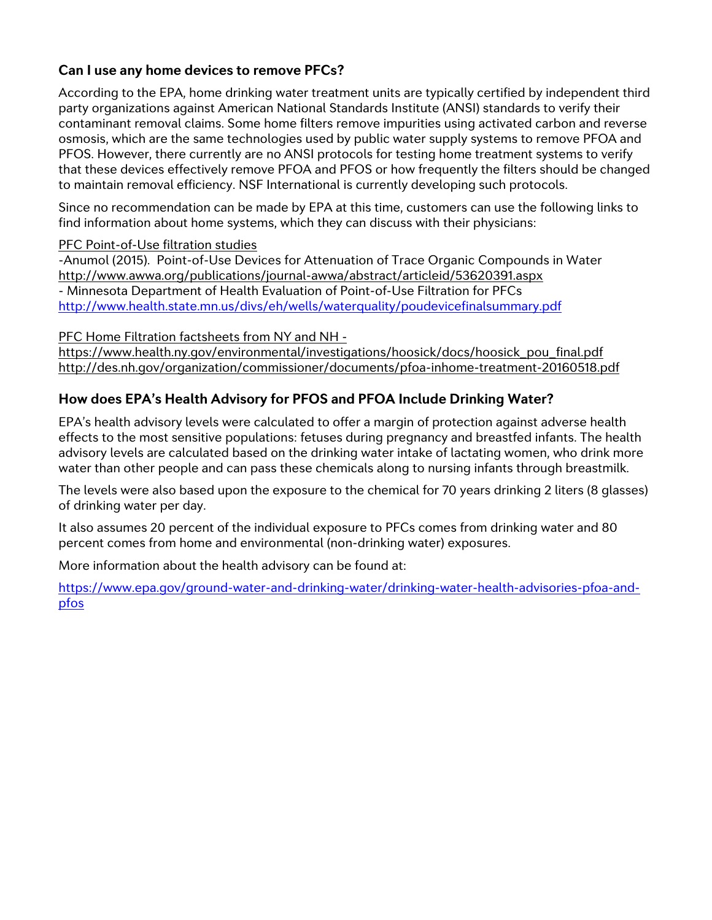### Can I use any home devices to remove PFCs?

According to the EPA, home drinking water treatment units are typically certified by independent third party organizations against American National Standards Institute (ANSI) standards to verify their contaminant removal claims. Some home filters remove impurities using activated carbon and reverse osmosis, which are the same technologies used by public water supply systems to remove PFOA and PFOS. However, there currently are no ANSI protocols for testing home treatment systems to verify that these devices effectively remove PFOA and PFOS or how frequently the filters should be changed to maintain removal efficiency. NSF International is currently developing such protocols.

Since no recommendation can be made by EPA at this time, customers can use the following links to find information about home systems, which they can discuss with their physicians:

PFC Point-of-Use filtration studies
-Anumol (2015). Point-of-Use Devices for Attenuation of Trace Organic Compounds in Water
http://www.awwa.org/publications/journal-awwa/abstract/articleid/53620391.aspx
- Minnesota Department of Health Evaluation of Point-of-Use Filtration for PFCs
http://www.health.state.mn.us/divs/eh/wells/waterquality/poudevicefinalsummary.pdf

PFC Home Filtration factsheets from NY and NH -
https://www.health.ny.gov/environmental/investigations/hoosick/docs/hoosick_pou_final.pdf
http://des.nh.gov/organization/commissioner/documents/pfoa-inhome-treatment-20160518.pdf

### How does EPA's Health Advisory for PFOS and PFOA Include Drinking Water?

EPA's health advisory levels were calculated to offer a margin of protection against adverse health effects to the most sensitive populations: fetuses during pregnancy and breastfed infants. The health advisory levels are calculated based on the drinking water intake of lactating women, who drink more water than other people and can pass these chemicals along to nursing infants through breastmilk.

The levels were also based upon the exposure to the chemical for 70 years drinking 2 liters (8 glasses) of drinking water per day.

It also assumes 20 percent of the individual exposure to PFCs comes from drinking water and 80 percent comes from home and environmental (non-drinking water) exposures.

More information about the health advisory can be found at:

https://www.epa.gov/ground-water-and-drinking-water/drinking-water-health-advisories-pfoa-and-pfos